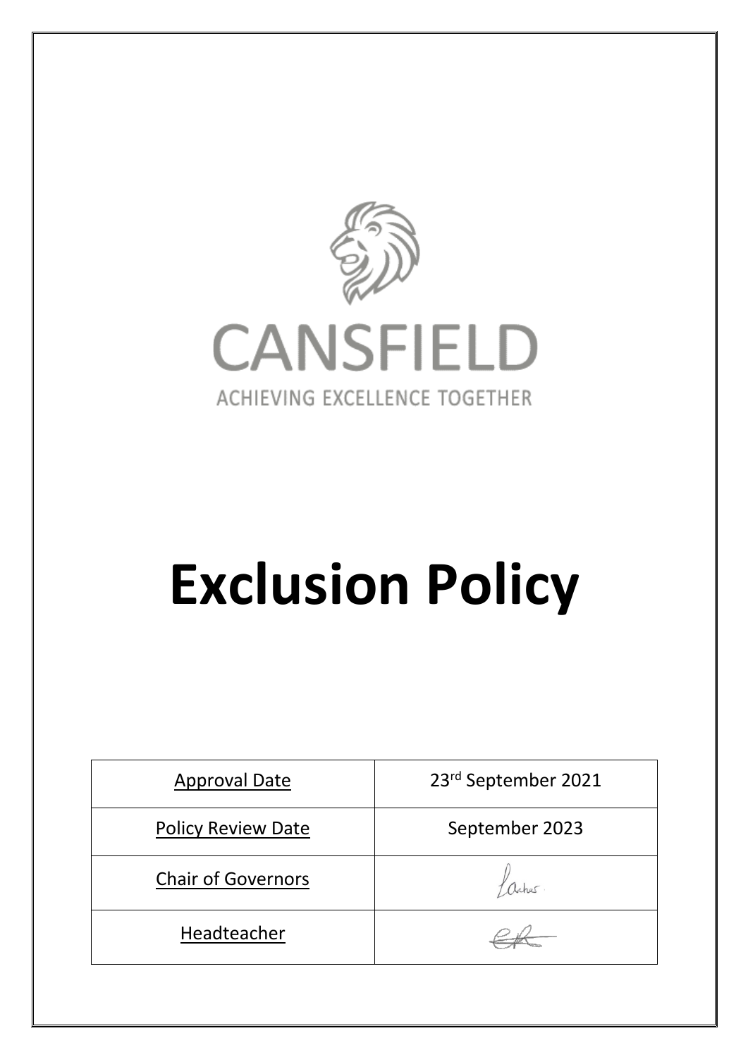CANSFIELD

ACHIEVING EXCELLENCE TOGETHER

# Exclusion Policy

| Approval Date | 23rd September 2021 |
|---|---|
| Policy Review Date | September 2023 |
| Chair of Governors | |
| Headteacher | |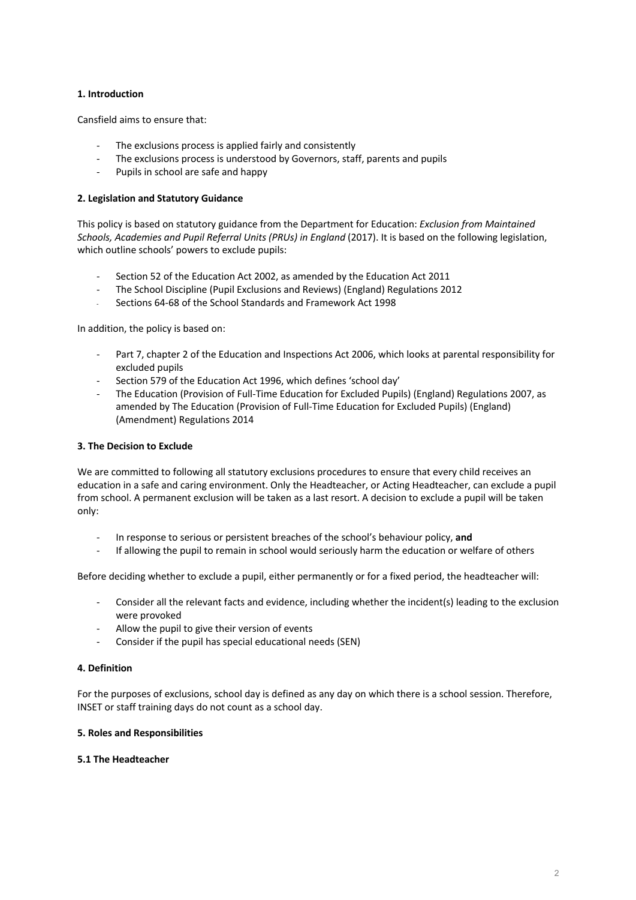**1. Introduction**

Cansfield aims to ensure that:

- The exclusions process is applied fairly and consistently
- The exclusions process is understood by Governors, staff, parents and pupils
- Pupils in school are safe and happy

**2. Legislation and Statutory Guidance**

This policy is based on statutory guidance from the Department for Education: *Exclusion from Maintained Schools, Academies and Pupil Referral Units (PRUs) in England* (2017). It is based on the following legislation, which outline schools' powers to exclude pupils:

- Section 52 of the Education Act 2002, as amended by the Education Act 2011
- The School Discipline (Pupil Exclusions and Reviews) (England) Regulations 2012
- Sections 64-68 of the School Standards and Framework Act 1998

In addition, the policy is based on:

- Part 7, chapter 2 of the Education and Inspections Act 2006, which looks at parental responsibility for excluded pupils
- Section 579 of the Education Act 1996, which defines 'school day'
- The Education (Provision of Full-Time Education for Excluded Pupils) (England) Regulations 2007, as amended by The Education (Provision of Full-Time Education for Excluded Pupils) (England) (Amendment) Regulations 2014

**3. The Decision to Exclude**

We are committed to following all statutory exclusions procedures to ensure that every child receives an education in a safe and caring environment. Only the Headteacher, or Acting Headteacher, can exclude a pupil from school. A permanent exclusion will be taken as a last resort. A decision to exclude a pupil will be taken only:

- In response to serious or persistent breaches of the school's behaviour policy, **and**
- If allowing the pupil to remain in school would seriously harm the education or welfare of others

Before deciding whether to exclude a pupil, either permanently or for a fixed period, the headteacher will:

- Consider all the relevant facts and evidence, including whether the incident(s) leading to the exclusion were provoked
- Allow the pupil to give their version of events
- Consider if the pupil has special educational needs (SEN)

**4. Definition**

For the purposes of exclusions, school day is defined as any day on which there is a school session. Therefore, INSET or staff training days do not count as a school day.

**5. Roles and Responsibilities**

**5.1 The Headteacher**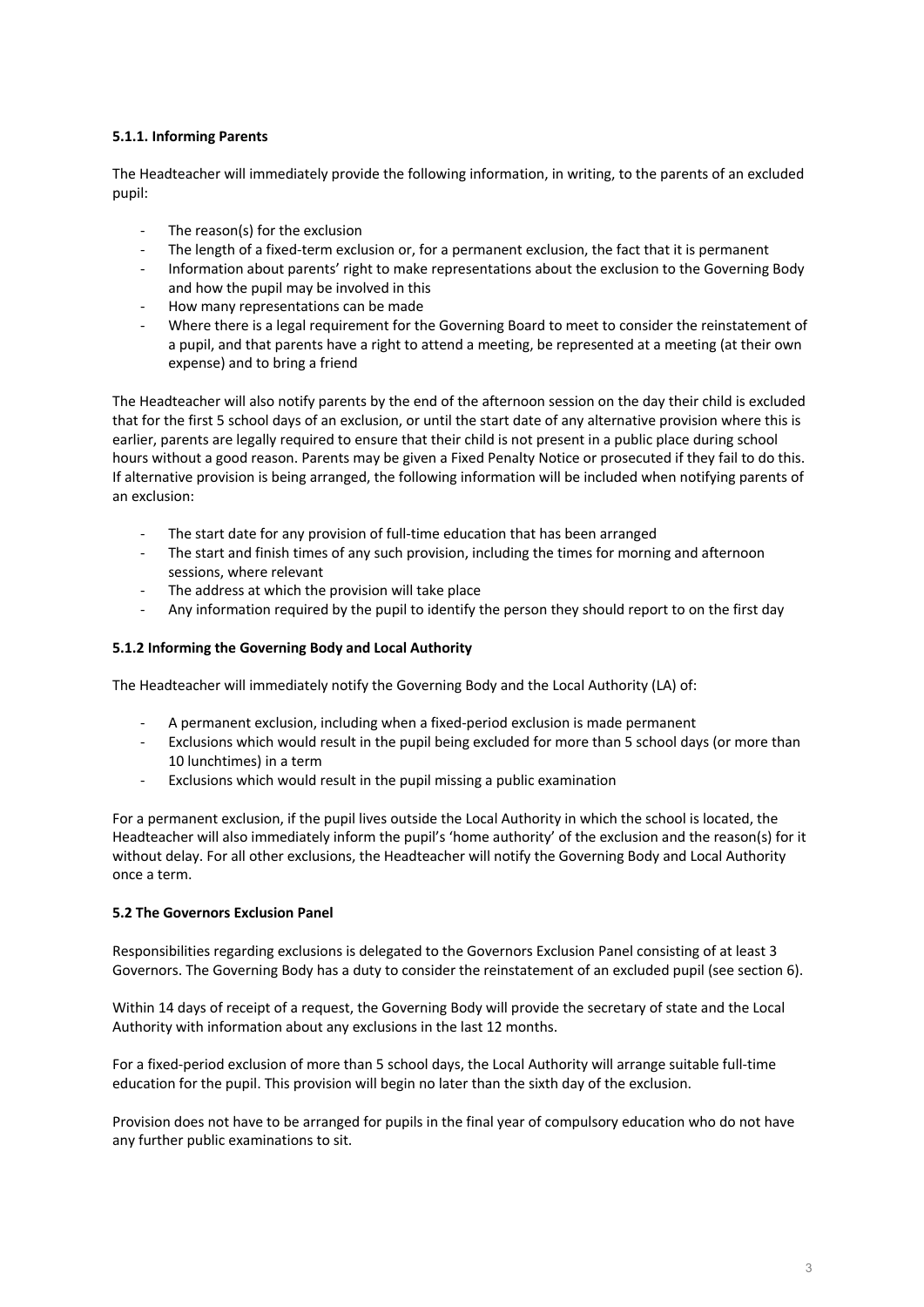#### 5.1.1. Informing Parents

The Headteacher will immediately provide the following information, in writing, to the parents of an excluded pupil:

- The reason(s) for the exclusion
- The length of a fixed-term exclusion or, for a permanent exclusion, the fact that it is permanent
- Information about parents' right to make representations about the exclusion to the Governing Body and how the pupil may be involved in this
- How many representations can be made
- Where there is a legal requirement for the Governing Board to meet to consider the reinstatement of a pupil, and that parents have a right to attend a meeting, be represented at a meeting (at their own expense) and to bring a friend

The Headteacher will also notify parents by the end of the afternoon session on the day their child is excluded that for the first 5 school days of an exclusion, or until the start date of any alternative provision where this is earlier, parents are legally required to ensure that their child is not present in a public place during school hours without a good reason. Parents may be given a Fixed Penalty Notice or prosecuted if they fail to do this. If alternative provision is being arranged, the following information will be included when notifying parents of an exclusion:

- The start date for any provision of full-time education that has been arranged
- The start and finish times of any such provision, including the times for morning and afternoon sessions, where relevant
- The address at which the provision will take place
- Any information required by the pupil to identify the person they should report to on the first day

#### 5.1.2 Informing the Governing Body and Local Authority

The Headteacher will immediately notify the Governing Body and the Local Authority (LA) of:

- A permanent exclusion, including when a fixed-period exclusion is made permanent
- Exclusions which would result in the pupil being excluded for more than 5 school days (or more than 10 lunchtimes) in a term
- Exclusions which would result in the pupil missing a public examination

For a permanent exclusion, if the pupil lives outside the Local Authority in which the school is located, the Headteacher will also immediately inform the pupil's 'home authority' of the exclusion and the reason(s) for it without delay. For all other exclusions, the Headteacher will notify the Governing Body and Local Authority once a term.

### 5.2 The Governors Exclusion Panel

Responsibilities regarding exclusions is delegated to the Governors Exclusion Panel consisting of at least 3 Governors. The Governing Body has a duty to consider the reinstatement of an excluded pupil (see section 6).

Within 14 days of receipt of a request, the Governing Body will provide the secretary of state and the Local Authority with information about any exclusions in the last 12 months.

For a fixed-period exclusion of more than 5 school days, the Local Authority will arrange suitable full-time education for the pupil. This provision will begin no later than the sixth day of the exclusion.

Provision does not have to be arranged for pupils in the final year of compulsory education who do not have any further public examinations to sit.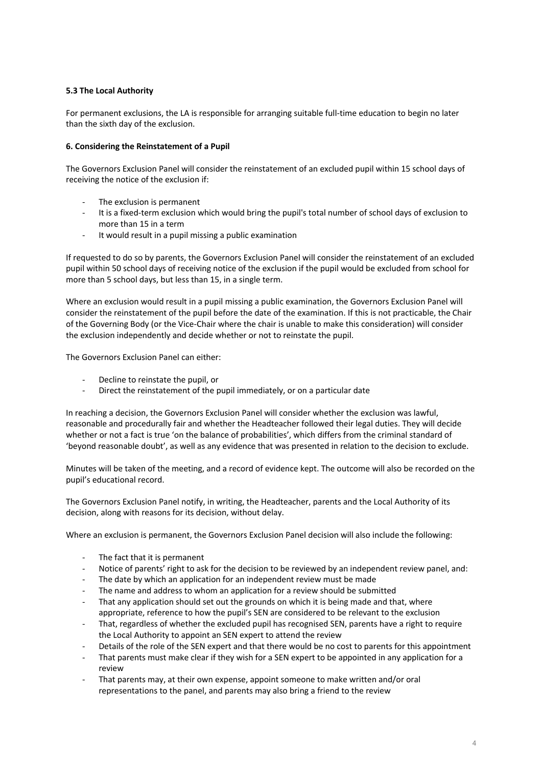**5.3 The Local Authority**

For permanent exclusions, the LA is responsible for arranging suitable full-time education to begin no later than the sixth day of the exclusion.

**6. Considering the Reinstatement of a Pupil**

The Governors Exclusion Panel will consider the reinstatement of an excluded pupil within 15 school days of receiving the notice of the exclusion if:

- The exclusion is permanent
- It is a fixed-term exclusion which would bring the pupil's total number of school days of exclusion to more than 15 in a term
- It would result in a pupil missing a public examination

If requested to do so by parents, the Governors Exclusion Panel will consider the reinstatement of an excluded pupil within 50 school days of receiving notice of the exclusion if the pupil would be excluded from school for more than 5 school days, but less than 15, in a single term.

Where an exclusion would result in a pupil missing a public examination, the Governors Exclusion Panel will consider the reinstatement of the pupil before the date of the examination. If this is not practicable, the Chair of the Governing Body (or the Vice-Chair where the chair is unable to make this consideration) will consider the exclusion independently and decide whether or not to reinstate the pupil.

The Governors Exclusion Panel can either:

- Decline to reinstate the pupil, or
- Direct the reinstatement of the pupil immediately, or on a particular date

In reaching a decision, the Governors Exclusion Panel will consider whether the exclusion was lawful, reasonable and procedurally fair and whether the Headteacher followed their legal duties. They will decide whether or not a fact is true 'on the balance of probabilities', which differs from the criminal standard of 'beyond reasonable doubt', as well as any evidence that was presented in relation to the decision to exclude.

Minutes will be taken of the meeting, and a record of evidence kept. The outcome will also be recorded on the pupil's educational record.

The Governors Exclusion Panel notify, in writing, the Headteacher, parents and the Local Authority of its decision, along with reasons for its decision, without delay.

Where an exclusion is permanent, the Governors Exclusion Panel decision will also include the following:

- The fact that it is permanent
- Notice of parents' right to ask for the decision to be reviewed by an independent review panel, and:
- The date by which an application for an independent review must be made
- The name and address to whom an application for a review should be submitted
- That any application should set out the grounds on which it is being made and that, where appropriate, reference to how the pupil's SEN are considered to be relevant to the exclusion
- That, regardless of whether the excluded pupil has recognised SEN, parents have a right to require the Local Authority to appoint an SEN expert to attend the review
- Details of the role of the SEN expert and that there would be no cost to parents for this appointment
- That parents must make clear if they wish for a SEN expert to be appointed in any application for a review
- That parents may, at their own expense, appoint someone to make written and/or oral representations to the panel, and parents may also bring a friend to the review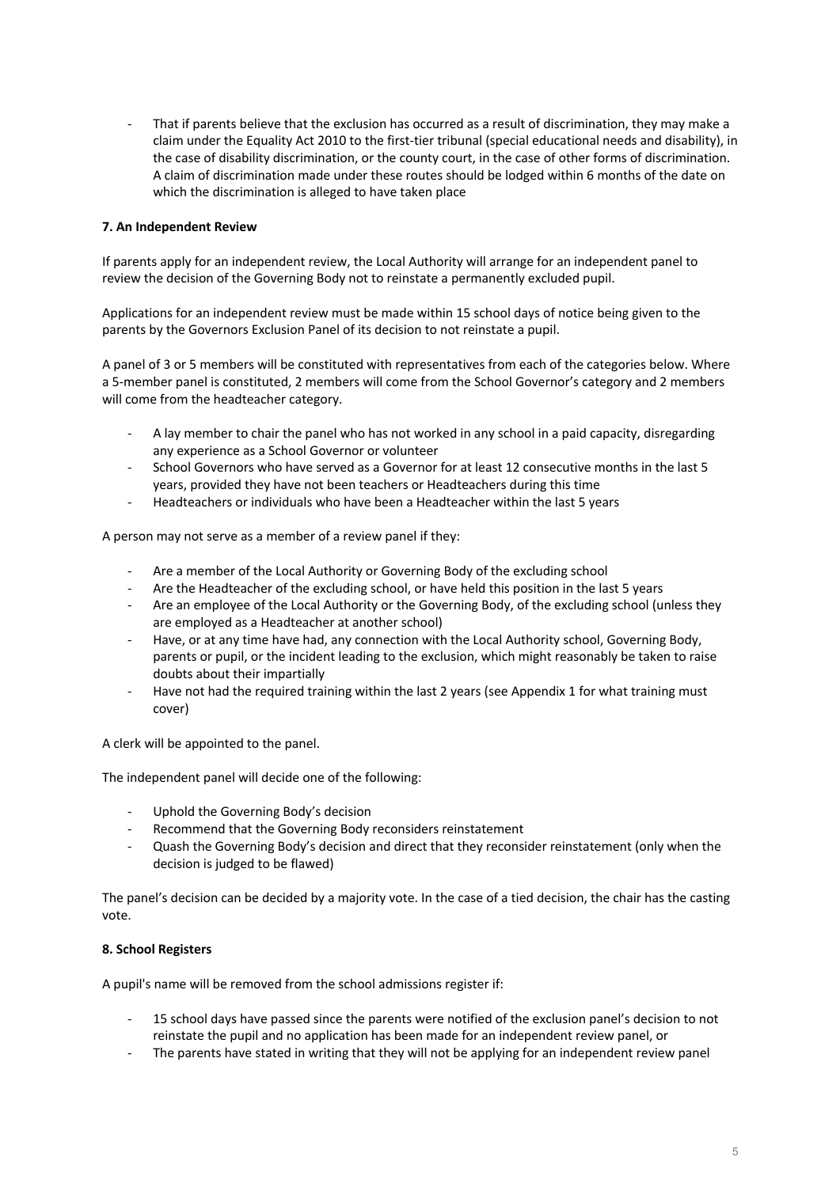- That if parents believe that the exclusion has occurred as a result of discrimination, they may make a claim under the Equality Act 2010 to the first-tier tribunal (special educational needs and disability), in the case of disability discrimination, or the county court, in the case of other forms of discrimination. A claim of discrimination made under these routes should be lodged within 6 months of the date on which the discrimination is alleged to have taken place

**7. An Independent Review**

If parents apply for an independent review, the Local Authority will arrange for an independent panel to review the decision of the Governing Body not to reinstate a permanently excluded pupil.

Applications for an independent review must be made within 15 school days of notice being given to the parents by the Governors Exclusion Panel of its decision to not reinstate a pupil.

A panel of 3 or 5 members will be constituted with representatives from each of the categories below. Where a 5-member panel is constituted, 2 members will come from the School Governor's category and 2 members will come from the headteacher category.

- A lay member to chair the panel who has not worked in any school in a paid capacity, disregarding any experience as a School Governor or volunteer
- School Governors who have served as a Governor for at least 12 consecutive months in the last 5 years, provided they have not been teachers or Headteachers during this time
- Headteachers or individuals who have been a Headteacher within the last 5 years

A person may not serve as a member of a review panel if they:

- Are a member of the Local Authority or Governing Body of the excluding school
- Are the Headteacher of the excluding school, or have held this position in the last 5 years
- Are an employee of the Local Authority or the Governing Body, of the excluding school (unless they are employed as a Headteacher at another school)
- Have, or at any time have had, any connection with the Local Authority school, Governing Body, parents or pupil, or the incident leading to the exclusion, which might reasonably be taken to raise doubts about their impartially
- Have not had the required training within the last 2 years (see Appendix 1 for what training must cover)

A clerk will be appointed to the panel.

The independent panel will decide one of the following:

- Uphold the Governing Body's decision
- Recommend that the Governing Body reconsiders reinstatement
- Quash the Governing Body's decision and direct that they reconsider reinstatement (only when the decision is judged to be flawed)

The panel's decision can be decided by a majority vote. In the case of a tied decision, the chair has the casting vote.

**8. School Registers**

A pupil's name will be removed from the school admissions register if:

- 15 school days have passed since the parents were notified of the exclusion panel's decision to not reinstate the pupil and no application has been made for an independent review panel, or
- The parents have stated in writing that they will not be applying for an independent review panel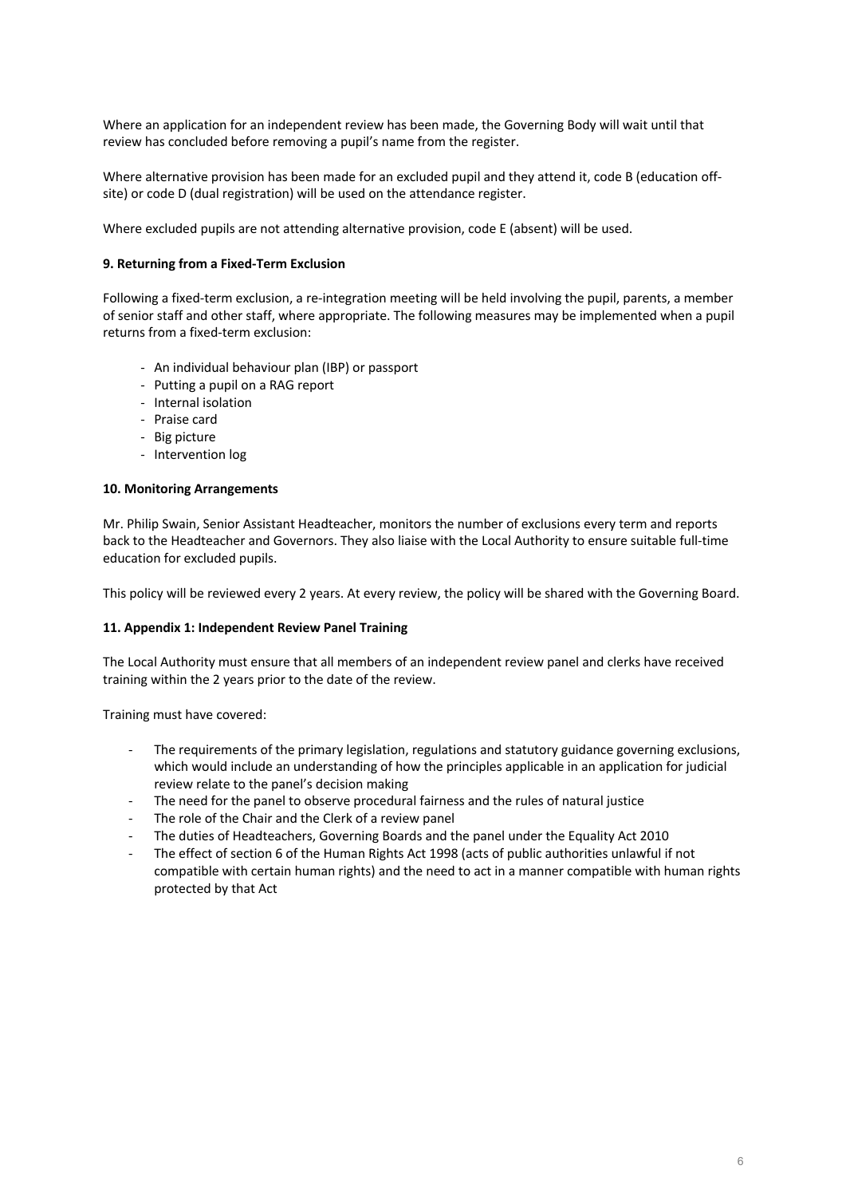Where an application for an independent review has been made, the Governing Body will wait until that review has concluded before removing a pupil's name from the register.

Where alternative provision has been made for an excluded pupil and they attend it, code B (education off-site) or code D (dual registration) will be used on the attendance register.

Where excluded pupils are not attending alternative provision, code E (absent) will be used.

**9. Returning from a Fixed-Term Exclusion**

Following a fixed-term exclusion, a re-integration meeting will be held involving the pupil, parents, a member of senior staff and other staff, where appropriate. The following measures may be implemented when a pupil returns from a fixed-term exclusion:

- An individual behaviour plan (IBP) or passport
- Putting a pupil on a RAG report
- Internal isolation
- Praise card
- Big picture
- Intervention log

**10. Monitoring Arrangements**

Mr. Philip Swain, Senior Assistant Headteacher, monitors the number of exclusions every term and reports back to the Headteacher and Governors. They also liaise with the Local Authority to ensure suitable full-time education for excluded pupils.

This policy will be reviewed every 2 years. At every review, the policy will be shared with the Governing Board.

**11. Appendix 1: Independent Review Panel Training**

The Local Authority must ensure that all members of an independent review panel and clerks have received training within the 2 years prior to the date of the review.

Training must have covered:

- The requirements of the primary legislation, regulations and statutory guidance governing exclusions, which would include an understanding of how the principles applicable in an application for judicial review relate to the panel's decision making
- The need for the panel to observe procedural fairness and the rules of natural justice
- The role of the Chair and the Clerk of a review panel
- The duties of Headteachers, Governing Boards and the panel under the Equality Act 2010
- The effect of section 6 of the Human Rights Act 1998 (acts of public authorities unlawful if not compatible with certain human rights) and the need to act in a manner compatible with human rights protected by that Act